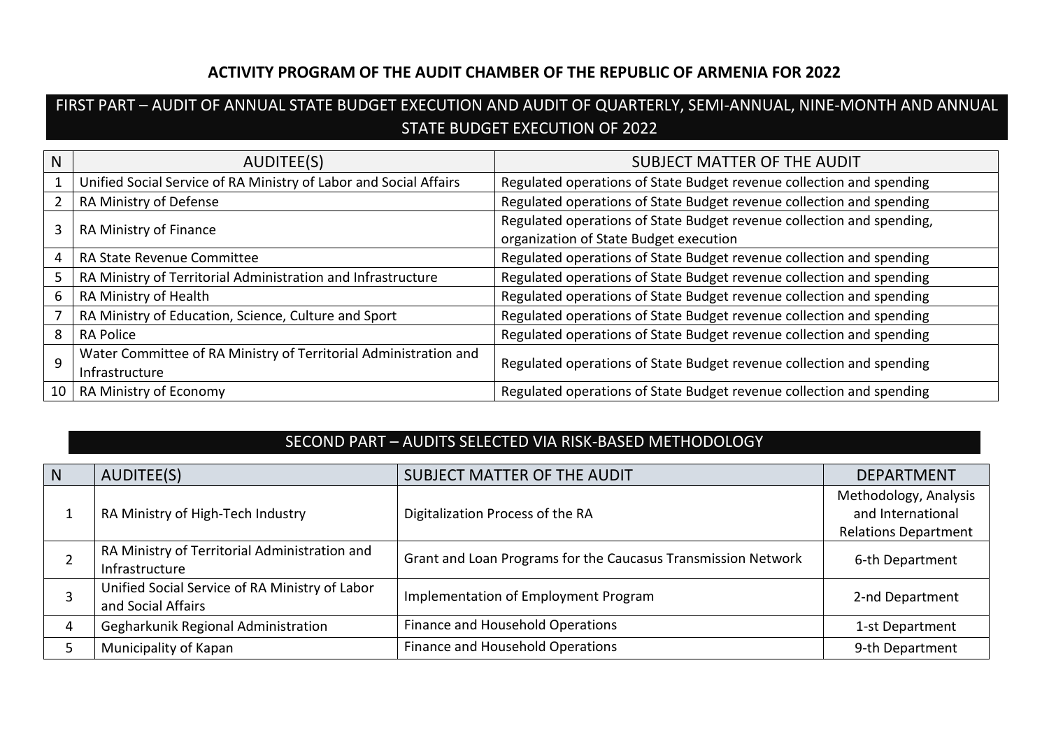# ACTIVITY PROGRAM OF THE AUDIT CHAMBER OF THE REPUBLIC OF ARMENIA FOR 2022

## FIRST PART – AUDIT OF ANNUAL STATE BUDGET EXECUTION AND AUDIT OF QUARTERLY, SEMI-ANNUAL, NINE-MONTH AND ANNUAL STATE BUDGET EXECUTION OF 2022

| N | AUDITEE(S) | SUBJECT MATTER OF THE AUDIT |
|---|---|---|
| 1 | Unified Social Service of RA Ministry of Labor and Social Affairs | Regulated operations of State Budget revenue collection and spending |
| 2 | RA Ministry of Defense | Regulated operations of State Budget revenue collection and spending |
| 3 | RA Ministry of Finance | Regulated operations of State Budget revenue collection and spending, organization of State Budget execution |
| 4 | RA State Revenue Committee | Regulated operations of State Budget revenue collection and spending |
| 5 | RA Ministry of Territorial Administration and Infrastructure | Regulated operations of State Budget revenue collection and spending |
| 6 | RA Ministry of Health | Regulated operations of State Budget revenue collection and spending |
| 7 | RA Ministry of Education, Science, Culture and Sport | Regulated operations of State Budget revenue collection and spending |
| 8 | RA Police | Regulated operations of State Budget revenue collection and spending |
| 9 | Water Committee of RA Ministry of Territorial Administration and Infrastructure | Regulated operations of State Budget revenue collection and spending |
| 10 | RA Ministry of Economy | Regulated operations of State Budget revenue collection and spending |

## SECOND PART – AUDITS SELECTED VIA RISK-BASED METHODOLOGY

| N | AUDITEE(S) | SUBJECT MATTER OF THE AUDIT | DEPARTMENT |
|---|---|---|---|
| 1 | RA Ministry of High-Tech Industry | Digitalization Process of the RA | Methodology, Analysis and International Relations Department |
| 2 | RA Ministry of Territorial Administration and Infrastructure | Grant and Loan Programs for the Caucasus Transmission Network | 6-th Department |
| 3 | Unified Social Service of RA Ministry of Labor and Social Affairs | Implementation of Employment Program | 2-nd Department |
| 4 | Gegharkunik Regional Administration | Finance and Household Operations | 1-st Department |
| 5 | Municipality of Kapan | Finance and Household Operations | 9-th Department |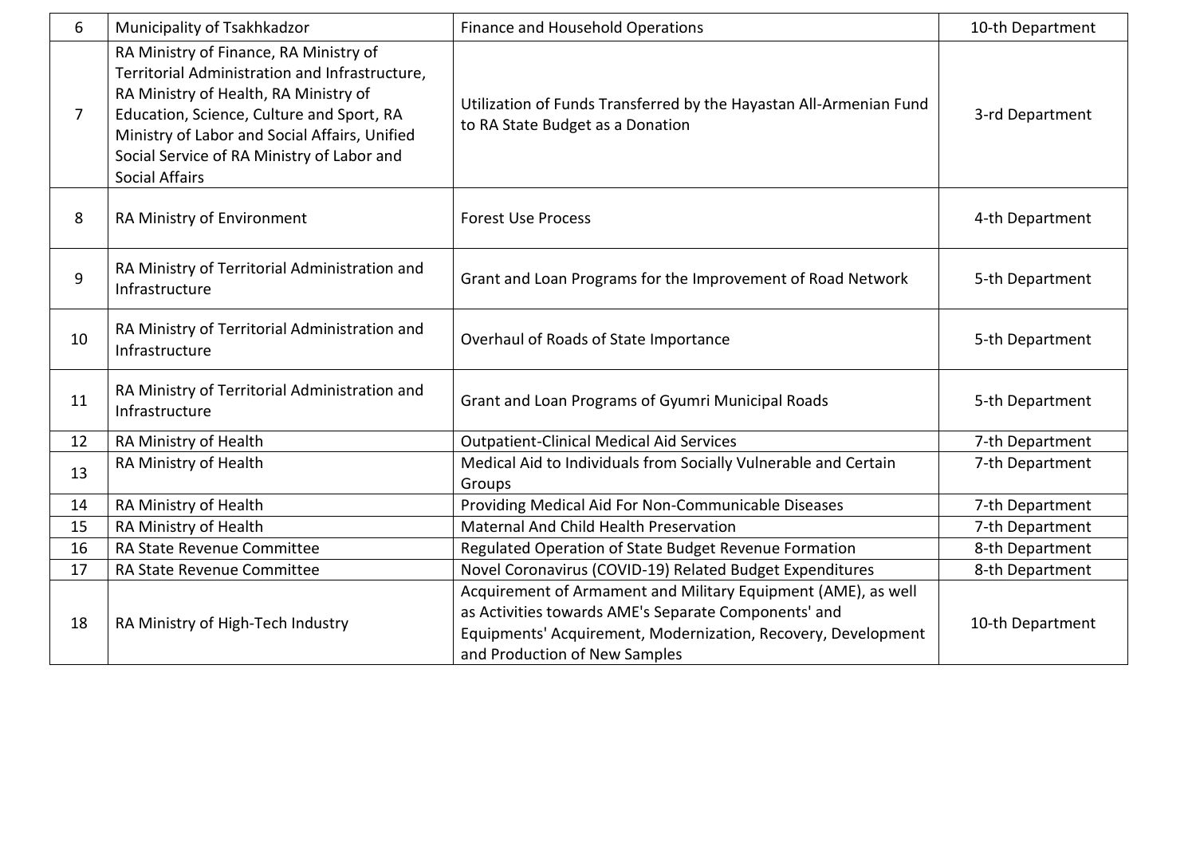| 6 | Municipality of Tsakhkadzor | Finance and Household Operations | 10-th Department |
|---|---|---|---|
| 7 | RA Ministry of Finance, RA Ministry of Territorial Administration and Infrastructure, RA Ministry of Health, RA Ministry of Education, Science, Culture and Sport, RA Ministry of Labor and Social Affairs, Unified Social Service of RA Ministry of Labor and Social Affairs | Utilization of Funds Transferred by the Hayastan All-Armenian Fund to RA State Budget as a Donation | 3-rd Department |
| 8 | RA Ministry of Environment | Forest Use Process | 4-th Department |
| 9 | RA Ministry of Territorial Administration and Infrastructure | Grant and Loan Programs for the Improvement of Road Network | 5-th Department |
| 10 | RA Ministry of Territorial Administration and Infrastructure | Overhaul of Roads of State Importance | 5-th Department |
| 11 | RA Ministry of Territorial Administration and Infrastructure | Grant and Loan Programs of Gyumri Municipal Roads | 5-th Department |
| 12 | RA Ministry of Health | Outpatient-Clinical Medical Aid Services | 7-th Department |
| 13 | RA Ministry of Health | Medical Aid to Individuals from Socially Vulnerable and Certain Groups | 7-th Department |
| 14 | RA Ministry of Health | Providing Medical Aid For Non-Communicable Diseases | 7-th Department |
| 15 | RA Ministry of Health | Maternal And Child Health Preservation | 7-th Department |
| 16 | RA State Revenue Committee | Regulated Operation of State Budget Revenue Formation | 8-th Department |
| 17 | RA State Revenue Committee | Novel Coronavirus (COVID-19) Related Budget Expenditures | 8-th Department |
| 18 | RA Ministry of High-Tech Industry | Acquirement of Armament and Military Equipment (AME), as well as Activities towards AME's Separate Components' and Equipments' Acquirement, Modernization, Recovery, Development and Production of New Samples | 10-th Department |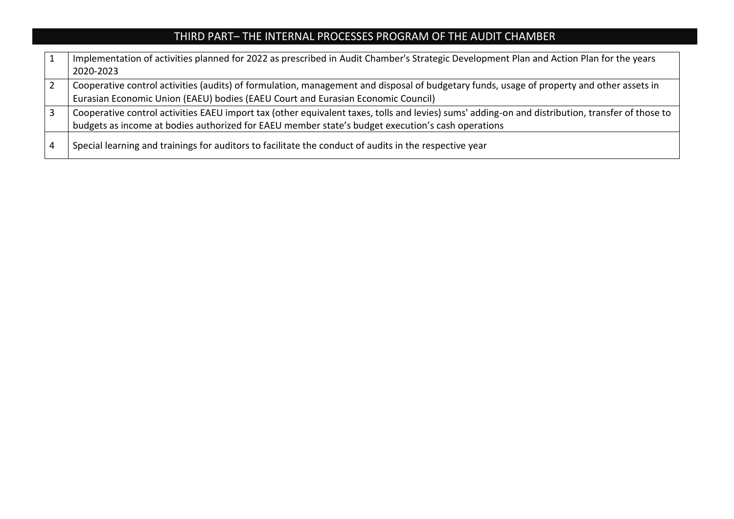## THIRD PART– THE INTERNAL PROCESSES PROGRAM OF THE AUDIT CHAMBER

| | |
|---|---|
| 1 | Implementation of activities planned for 2022 as prescribed in Audit Chamber's Strategic Development Plan and Action Plan for the years 2020-2023 |
| 2 | Cooperative control activities (audits) of formulation, management and disposal of budgetary funds, usage of property and other assets in Eurasian Economic Union (EAEU) bodies (EAEU Court and Eurasian Economic Council) |
| 3 | Cooperative control activities EAEU import tax (other equivalent taxes, tolls and levies) sums' adding-on and distribution, transfer of those to budgets as income at bodies authorized for EAEU member state's budget execution's cash operations |
| 4 | Special learning and trainings for auditors to facilitate the conduct of audits in the respective year |